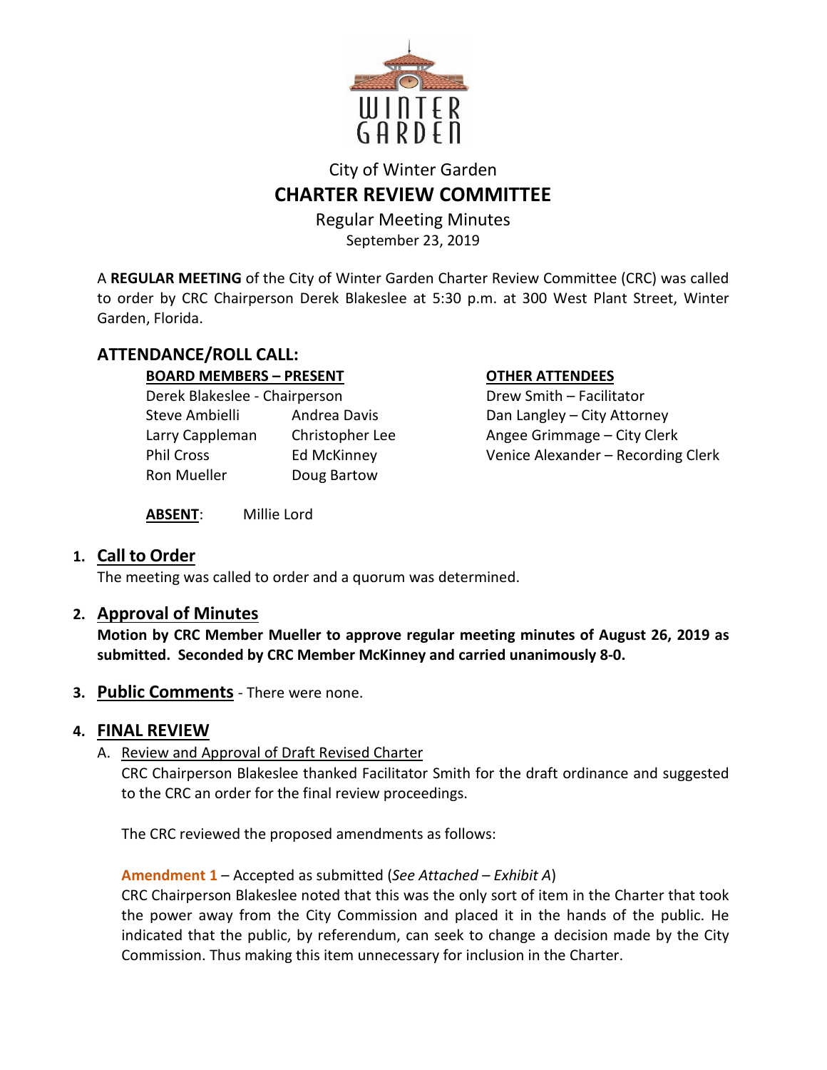City of Winter Garden

# CHARTER REVIEW COMMITTEE

Regular Meeting Minutes
September 23, 2019

A **REGULAR MEETING** of the City of Winter Garden Charter Review Committee (CRC) was called to order by CRC Chairperson Derek Blakeslee at 5:30 p.m. at 300 West Plant Street, Winter Garden, Florida.

## ATTENDANCE/ROLL CALL:

**BOARD MEMBERS – PRESENT**

Derek Blakeslee - Chairperson
Steve Ambielli
Andrea Davis
Larry Cappleman
Christopher Lee
Phil Cross
Ed McKinney
Ron Mueller
Doug Bartow

**OTHER ATTENDEES**

Drew Smith – Facilitator
Dan Langley – City Attorney
Angee Grimmage – City Clerk
Venice Alexander – Recording Clerk

**ABSENT**: Millie Lord

## 1. Call to Order

The meeting was called to order and a quorum was determined.

## 2. Approval of Minutes

**Motion by CRC Member Mueller to approve regular meeting minutes of August 26, 2019 as submitted. Seconded by CRC Member McKinney and carried unanimously 8-0.**

## 3. Public Comments - There were none.

## 4. FINAL REVIEW

A. Review and Approval of Draft Revised Charter

CRC Chairperson Blakeslee thanked Facilitator Smith for the draft ordinance and suggested to the CRC an order for the final review proceedings.

The CRC reviewed the proposed amendments as follows:

**Amendment 1** – Accepted as submitted (*See Attached – Exhibit A*)

CRC Chairperson Blakeslee noted that this was the only sort of item in the Charter that took the power away from the City Commission and placed it in the hands of the public. He indicated that the public, by referendum, can seek to change a decision made by the City Commission. Thus making this item unnecessary for inclusion in the Charter.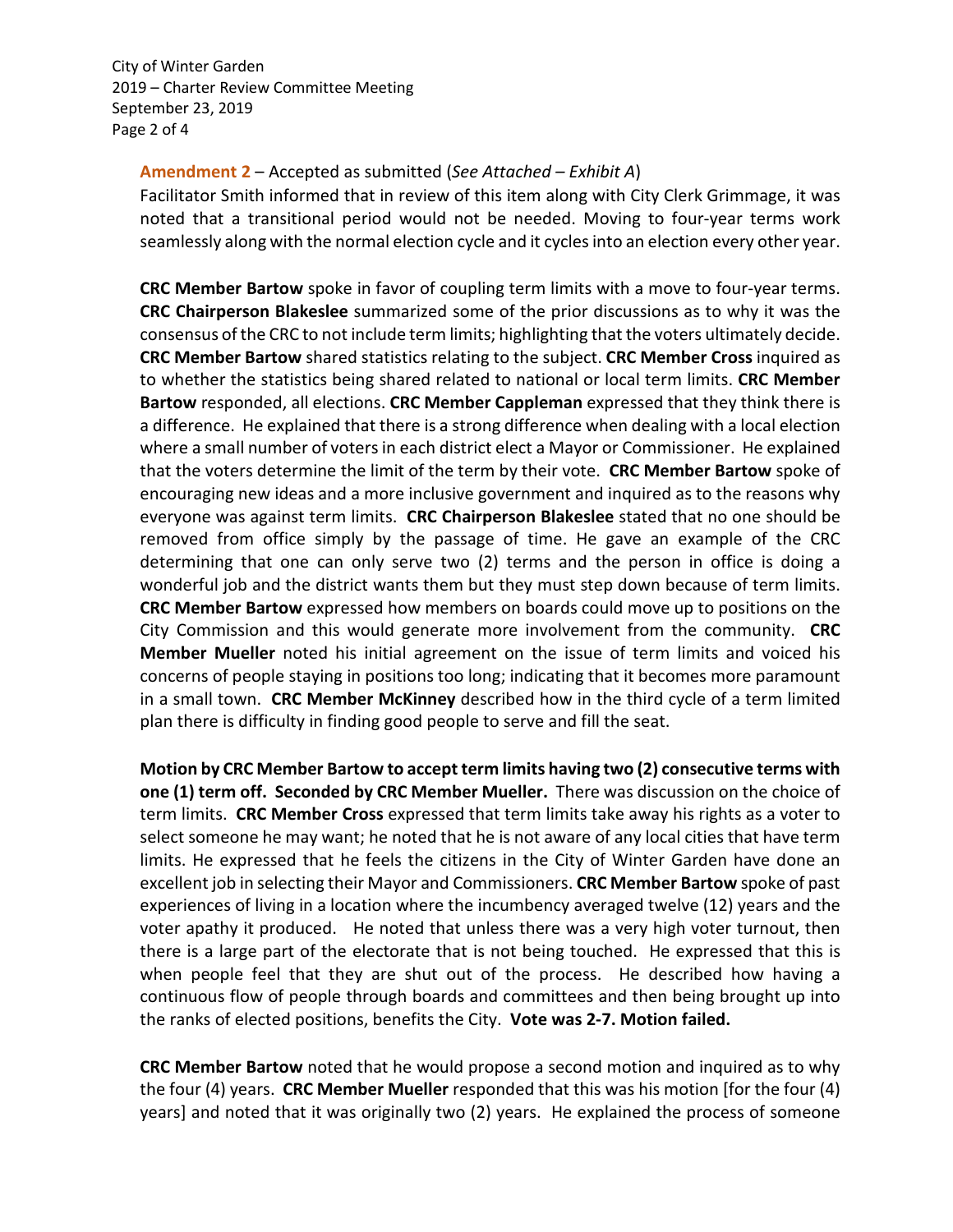**Amendment 2** – Accepted as submitted (*See Attached – Exhibit A*)

Facilitator Smith informed that in review of this item along with City Clerk Grimmage, it was noted that a transitional period would not be needed. Moving to four-year terms work seamlessly along with the normal election cycle and it cycles into an election every other year.

**CRC Member Bartow** spoke in favor of coupling term limits with a move to four-year terms. **CRC Chairperson Blakeslee** summarized some of the prior discussions as to why it was the consensus of the CRC to not include term limits; highlighting that the voters ultimately decide. **CRC Member Bartow** shared statistics relating to the subject. **CRC Member Cross** inquired as to whether the statistics being shared related to national or local term limits. **CRC Member Bartow** responded, all elections. **CRC Member Cappleman** expressed that they think there is a difference. He explained that there is a strong difference when dealing with a local election where a small number of voters in each district elect a Mayor or Commissioner. He explained that the voters determine the limit of the term by their vote. **CRC Member Bartow** spoke of encouraging new ideas and a more inclusive government and inquired as to the reasons why everyone was against term limits. **CRC Chairperson Blakeslee** stated that no one should be removed from office simply by the passage of time. He gave an example of the CRC determining that one can only serve two (2) terms and the person in office is doing a wonderful job and the district wants them but they must step down because of term limits. **CRC Member Bartow** expressed how members on boards could move up to positions on the City Commission and this would generate more involvement from the community. **CRC Member Mueller** noted his initial agreement on the issue of term limits and voiced his concerns of people staying in positions too long; indicating that it becomes more paramount in a small town. **CRC Member McKinney** described how in the third cycle of a term limited plan there is difficulty in finding good people to serve and fill the seat.

**Motion by CRC Member Bartow to accept term limits having two (2) consecutive terms with one (1) term off. Seconded by CRC Member Mueller.** There was discussion on the choice of term limits. **CRC Member Cross** expressed that term limits take away his rights as a voter to select someone he may want; he noted that he is not aware of any local cities that have term limits. He expressed that he feels the citizens in the City of Winter Garden have done an excellent job in selecting their Mayor and Commissioners. **CRC Member Bartow** spoke of past experiences of living in a location where the incumbency averaged twelve (12) years and the voter apathy it produced. He noted that unless there was a very high voter turnout, then there is a large part of the electorate that is not being touched. He expressed that this is when people feel that they are shut out of the process. He described how having a continuous flow of people through boards and committees and then being brought up into the ranks of elected positions, benefits the City. **Vote was 2-7. Motion failed.**

**CRC Member Bartow** noted that he would propose a second motion and inquired as to why the four (4) years. **CRC Member Mueller** responded that this was his motion [for the four (4) years] and noted that it was originally two (2) years. He explained the process of someone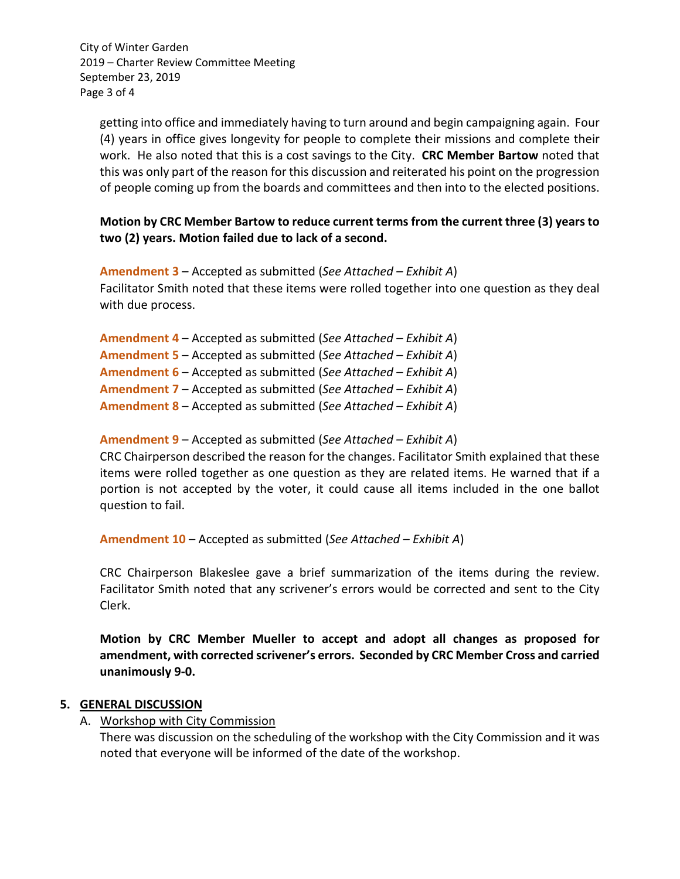getting into office and immediately having to turn around and begin campaigning again. Four (4) years in office gives longevity for people to complete their missions and complete their work. He also noted that this is a cost savings to the City. **CRC Member Bartow** noted that this was only part of the reason for this discussion and reiterated his point on the progression of people coming up from the boards and committees and then into to the elected positions.

**Motion by CRC Member Bartow to reduce current terms from the current three (3) years to two (2) years. Motion failed due to lack of a second.**

**Amendment 3** – Accepted as submitted (*See Attached – Exhibit A*)
Facilitator Smith noted that these items were rolled together into one question as they deal with due process.

**Amendment 4** – Accepted as submitted (*See Attached – Exhibit A*)
**Amendment 5** – Accepted as submitted (*See Attached – Exhibit A*)
**Amendment 6** – Accepted as submitted (*See Attached – Exhibit A*)
**Amendment 7** – Accepted as submitted (*See Attached – Exhibit A*)
**Amendment 8** – Accepted as submitted (*See Attached – Exhibit A*)

**Amendment 9** – Accepted as submitted (*See Attached – Exhibit A*)
CRC Chairperson described the reason for the changes. Facilitator Smith explained that these items were rolled together as one question as they are related items. He warned that if a portion is not accepted by the voter, it could cause all items included in the one ballot question to fail.

**Amendment 10** – Accepted as submitted (*See Attached – Exhibit A*)

CRC Chairperson Blakeslee gave a brief summarization of the items during the review. Facilitator Smith noted that any scrivener's errors would be corrected and sent to the City Clerk.

**Motion by CRC Member Mueller to accept and adopt all changes as proposed for amendment, with corrected scrivener's errors. Seconded by CRC Member Cross and carried unanimously 9-0.**

## 5. GENERAL DISCUSSION

A. Workshop with City Commission

There was discussion on the scheduling of the workshop with the City Commission and it was noted that everyone will be informed of the date of the workshop.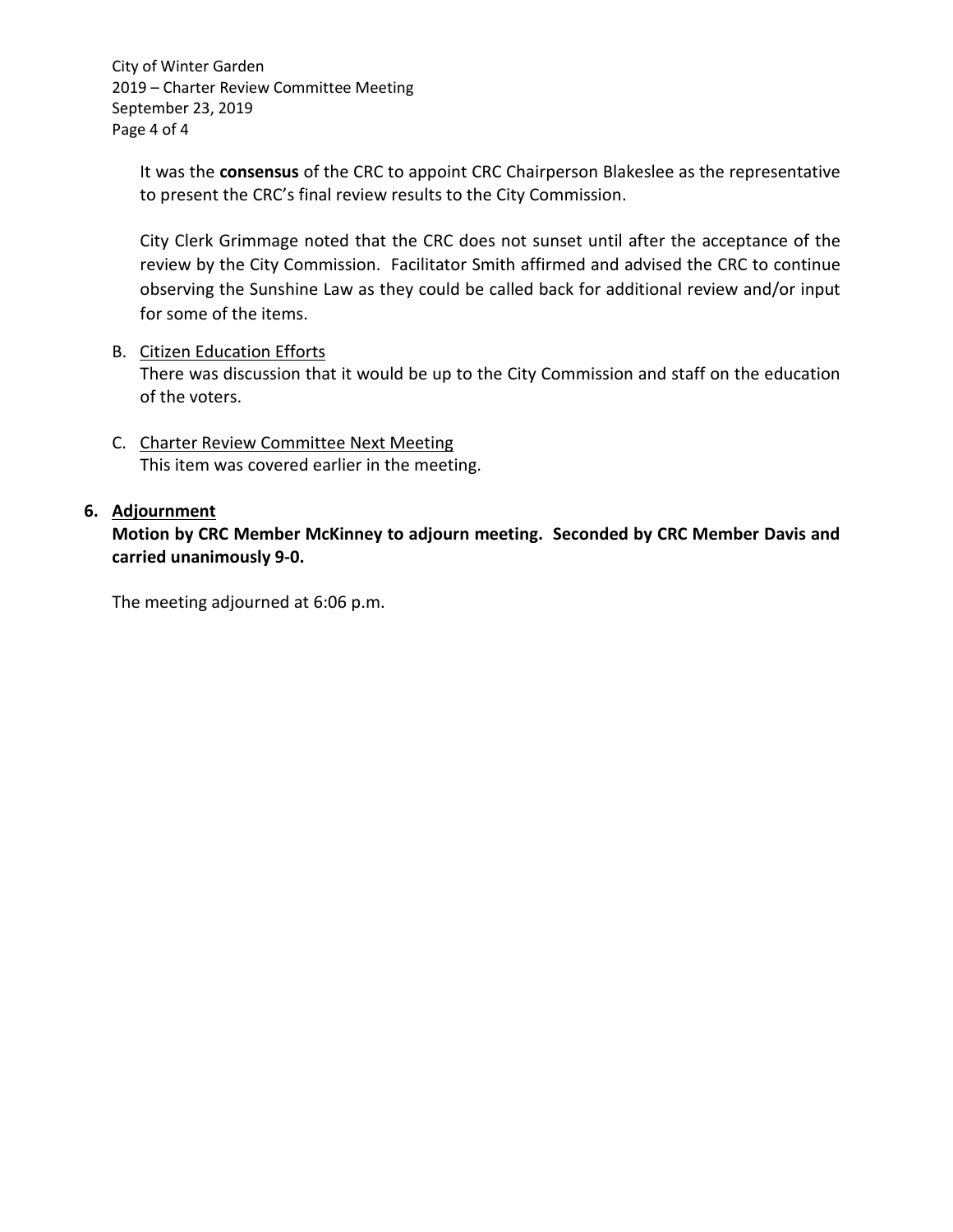It was the **consensus** of the CRC to appoint CRC Chairperson Blakeslee as the representative to present the CRC's final review results to the City Commission.

City Clerk Grimmage noted that the CRC does not sunset until after the acceptance of the review by the City Commission. Facilitator Smith affirmed and advised the CRC to continue observing the Sunshine Law as they could be called back for additional review and/or input for some of the items.

B. Citizen Education Efforts
There was discussion that it would be up to the City Commission and staff on the education of the voters.

C. Charter Review Committee Next Meeting
This item was covered earlier in the meeting.

**6. Adjournment**

**Motion by CRC Member McKinney to adjourn meeting. Seconded by CRC Member Davis and carried unanimously 9-0.**

The meeting adjourned at 6:06 p.m.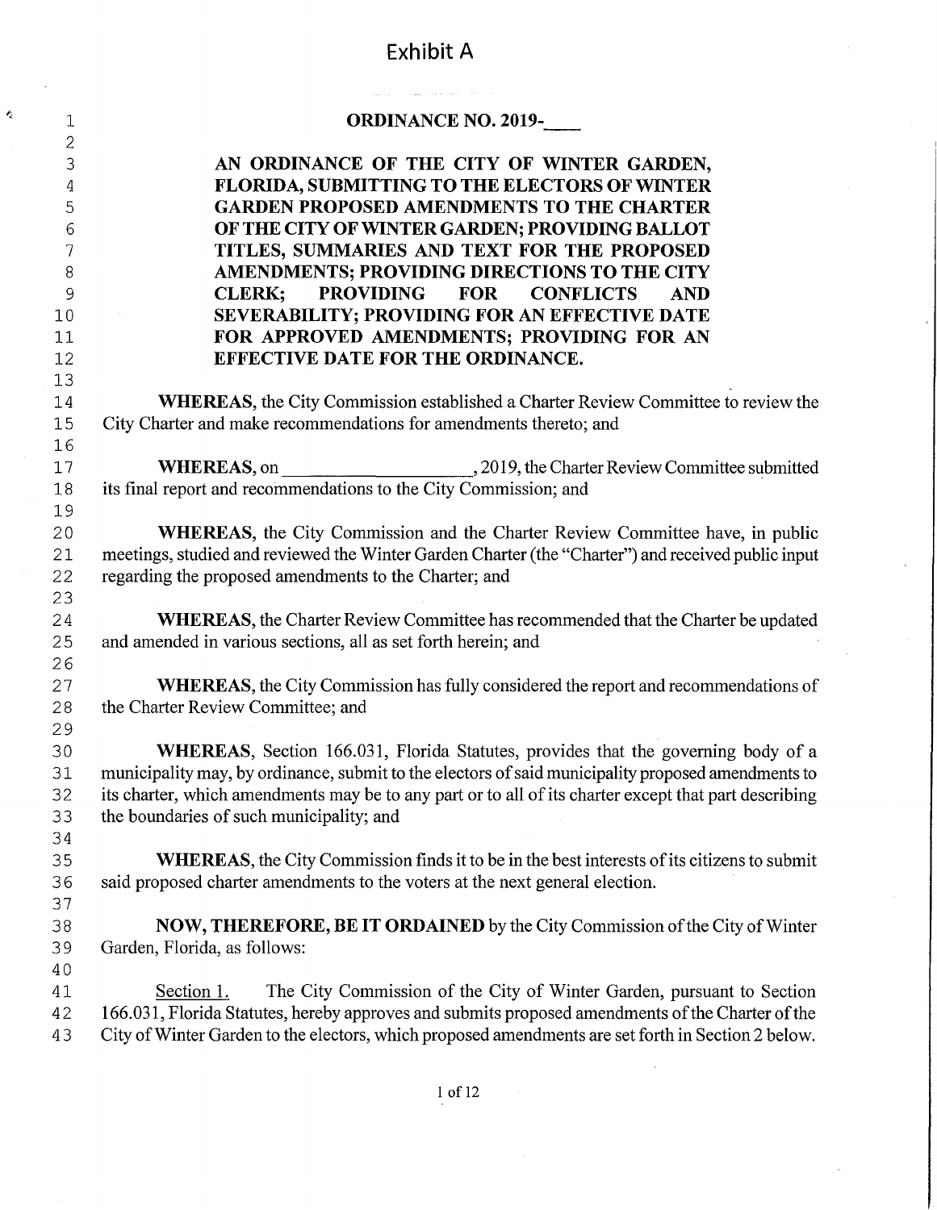# Exhibit A

**ORDINANCE NO. 2019-____**

**AN ORDINANCE OF THE CITY OF WINTER GARDEN, FLORIDA, SUBMITTING TO THE ELECTORS OF WINTER GARDEN PROPOSED AMENDMENTS TO THE CHARTER OF THE CITY OF WINTER GARDEN; PROVIDING BALLOT TITLES, SUMMARIES AND TEXT FOR THE PROPOSED AMENDMENTS; PROVIDING DIRECTIONS TO THE CITY CLERK; PROVIDING FOR CONFLICTS AND SEVERABILITY; PROVIDING FOR AN EFFECTIVE DATE FOR APPROVED AMENDMENTS; PROVIDING FOR AN EFFECTIVE DATE FOR THE ORDINANCE.**

**WHEREAS,** the City Commission established a Charter Review Committee to review the City Charter and make recommendations for amendments thereto; and

**WHEREAS,** on ____________________, 2019, the Charter Review Committee submitted its final report and recommendations to the City Commission; and

**WHEREAS,** the City Commission and the Charter Review Committee have, in public meetings, studied and reviewed the Winter Garden Charter (the "Charter") and received public input regarding the proposed amendments to the Charter; and

**WHEREAS,** the Charter Review Committee has recommended that the Charter be updated and amended in various sections, all as set forth herein; and

**WHEREAS,** the City Commission has fully considered the report and recommendations of the Charter Review Committee; and

**WHEREAS,** Section 166.031, Florida Statutes, provides that the governing body of a municipality may, by ordinance, submit to the electors of said municipality proposed amendments to its charter, which amendments may be to any part or to all of its charter except that part describing the boundaries of such municipality; and

**WHEREAS,** the City Commission finds it to be in the best interests of its citizens to submit said proposed charter amendments to the voters at the next general election.

**NOW, THEREFORE, BE IT ORDAINED** by the City Commission of the City of Winter Garden, Florida, as follows:

Section 1. The City Commission of the City of Winter Garden, pursuant to Section 166.031, Florida Statutes, hereby approves and submits proposed amendments of the Charter of the City of Winter Garden to the electors, which proposed amendments are set forth in Section 2 below.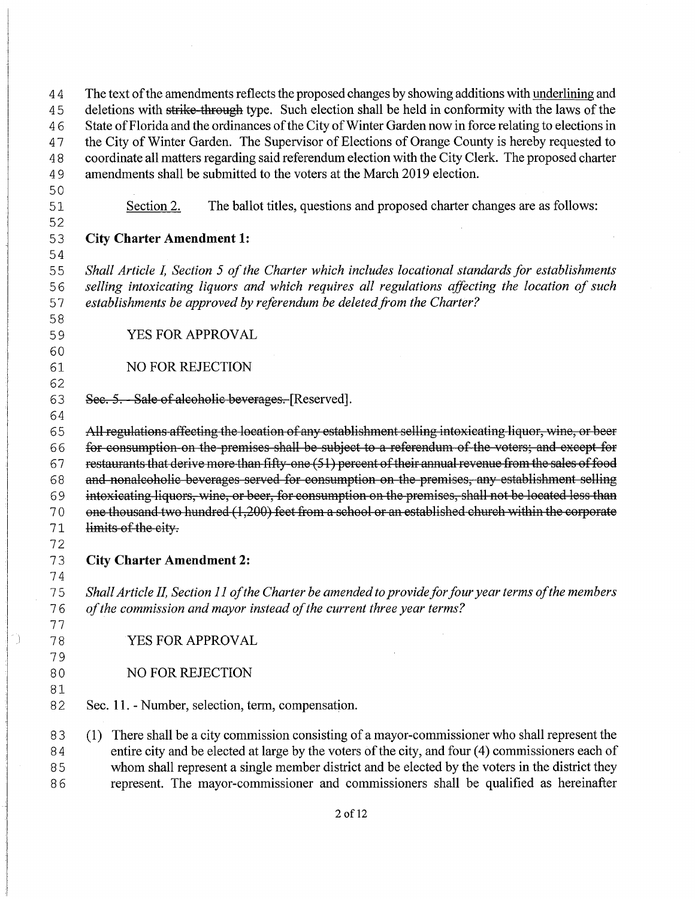The text of the amendments reflects the proposed changes by showing additions with <u>underlining</u> and deletions with ~~strike-through~~ type. Such election shall be held in conformity with the laws of the State of Florida and the ordinances of the City of Winter Garden now in force relating to elections in the City of Winter Garden. The Supervisor of Elections of Orange County is hereby requested to coordinate all matters regarding said referendum election with the City Clerk. The proposed charter amendments shall be submitted to the voters at the March 2019 election.

<u>Section 2.</u> The ballot titles, questions and proposed charter changes are as follows:

**City Charter Amendment 1:**

*Shall Article I, Section 5 of the Charter which includes locational standards for establishments selling intoxicating liquors and which requires all regulations affecting the location of such establishments be approved by referendum be deleted from the Charter?*

YES FOR APPROVAL

NO FOR REJECTION

~~Sec. 5. - Sale of alcoholic beverages.~~ [Reserved].

~~All regulations affecting the location of any establishment selling intoxicating liquor, wine, or beer for consumption on the premises shall be subject to a referendum of the voters; and except for restaurants that derive more than fifty-one (51) percent of their annual revenue from the sales of food and nonalcoholic beverages served for consumption on the premises, any establishment selling intoxicating liquors, wine, or beer, for consumption on the premises, shall not be located less than one thousand two hundred (1,200) feet from a school or an established church within the corporate limits of the city.~~

**City Charter Amendment 2:**

*Shall Article II, Section 11 of the Charter be amended to provide for four year terms of the members of the commission and mayor instead of the current three year terms?*

YES FOR APPROVAL

NO FOR REJECTION

Sec. 11. - Number, selection, term, compensation.

(1) There shall be a city commission consisting of a mayor-commissioner who shall represent the entire city and be elected at large by the voters of the city, and four (4) commissioners each of whom shall represent a single member district and be elected by the voters in the district they represent. The mayor-commissioner and commissioners shall be qualified as hereinafter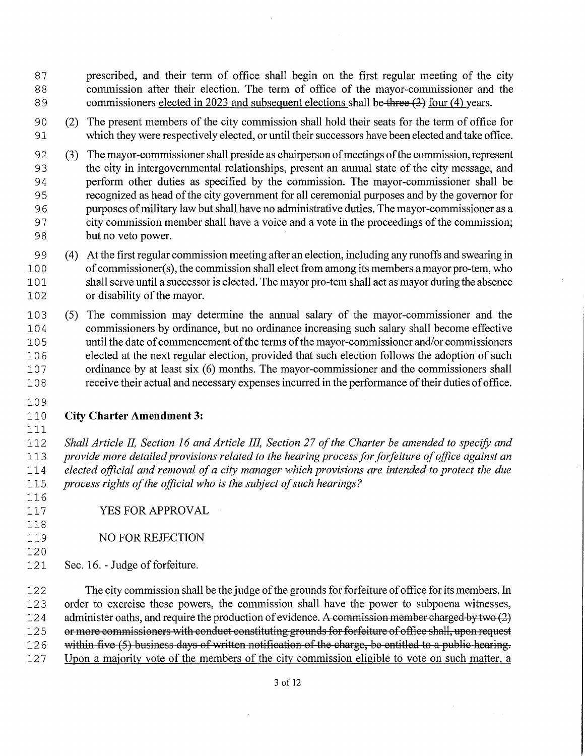prescribed, and their term of office shall begin on the first regular meeting of the city commission after their election. The term of office of the mayor-commissioner and the commissioners <u>elected in 2023 and subsequent elections</u> shall be ~~three (3)~~ <u>four (4)</u> years.

(2) The present members of the city commission shall hold their seats for the term of office for which they were respectively elected, or until their successors have been elected and take office.

(3) The mayor-commissioner shall preside as chairperson of meetings of the commission, represent the city in intergovernmental relationships, present an annual state of the city message, and perform other duties as specified by the commission. The mayor-commissioner shall be recognized as head of the city government for all ceremonial purposes and by the governor for purposes of military law but shall have no administrative duties. The mayor-commissioner as a city commission member shall have a voice and a vote in the proceedings of the commission; but no veto power.

(4) At the first regular commission meeting after an election, including any runoffs and swearing in of commissioner(s), the commission shall elect from among its members a mayor pro-tem, who shall serve until a successor is elected. The mayor pro-tem shall act as mayor during the absence or disability of the mayor.

(5) The commission may determine the annual salary of the mayor-commissioner and the commissioners by ordinance, but no ordinance increasing such salary shall become effective until the date of commencement of the terms of the mayor-commissioner and/or commissioners elected at the next regular election, provided that such election follows the adoption of such ordinance by at least six (6) months. The mayor-commissioner and the commissioners shall receive their actual and necessary expenses incurred in the performance of their duties of office.

**City Charter Amendment 3:**

*Shall Article II, Section 16 and Article III, Section 27 of the Charter be amended to specify and provide more detailed provisions related to the hearing process for forfeiture of office against an elected official and removal of a city manager which provisions are intended to protect the due process rights of the official who is the subject of such hearings?*

YES FOR APPROVAL

NO FOR REJECTION

Sec. 16. - Judge of forfeiture.

The city commission shall be the judge of the grounds for forfeiture of office for its members. In order to exercise these powers, the commission shall have the power to subpoena witnesses, administer oaths, and require the production of evidence. ~~A commission member charged by two (2) or more commissioners with conduct constituting grounds for forfeiture of office shall, upon request within five (5) business days of written notification of the charge, be entitled to a public hearing.~~ <u>Upon a majority vote of the members of the city commission eligible to vote on such matter, a</u>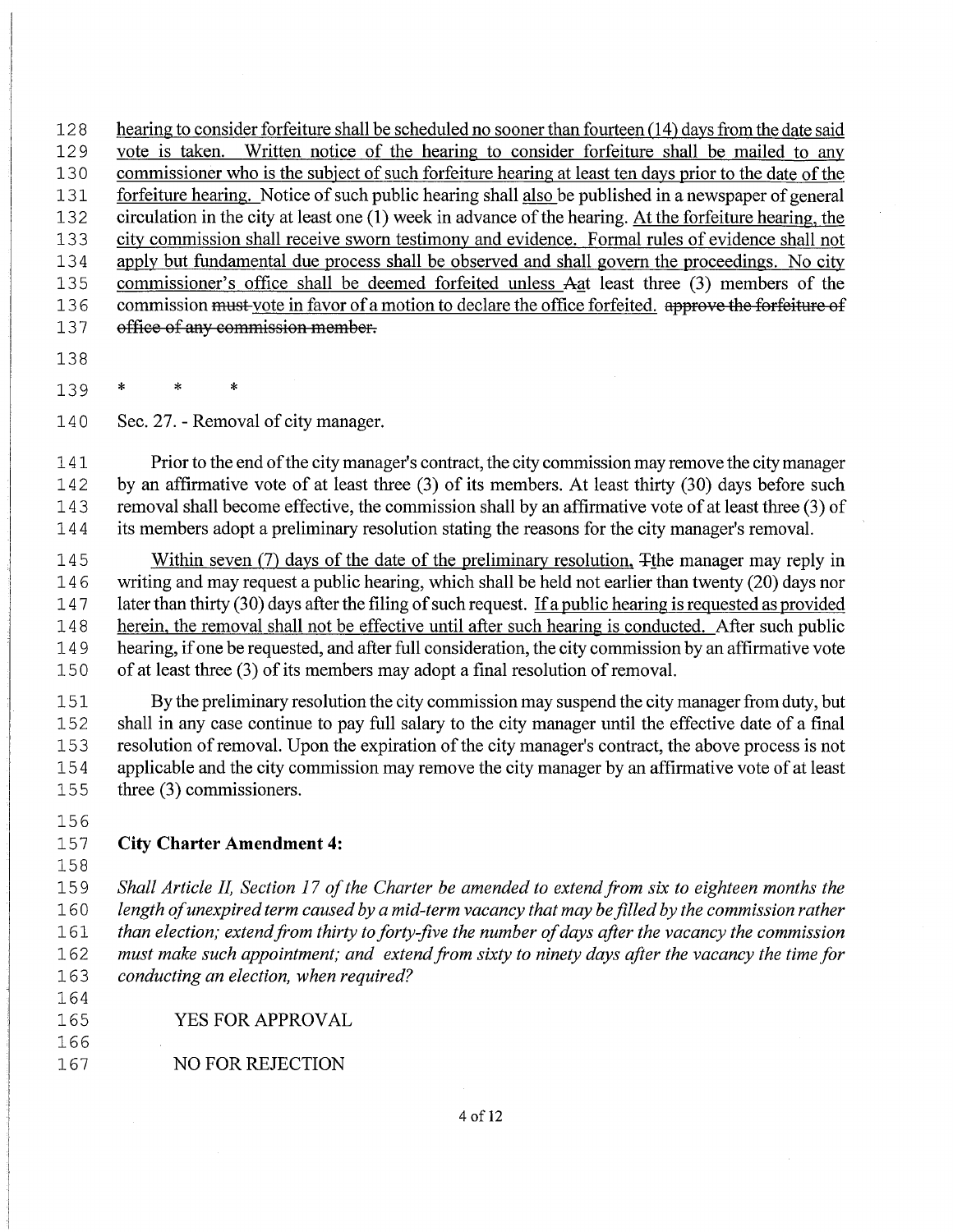hearing to consider forfeiture shall be scheduled no sooner than fourteen (14) days from the date said vote is taken. Written notice of the hearing to consider forfeiture shall be mailed to any commissioner who is the subject of such forfeiture hearing at least ten days prior to the date of the forfeiture hearing. Notice of such public hearing shall also be published in a newspaper of general circulation in the city at least one (1) week in advance of the hearing. At the forfeiture hearing, the city commission shall receive sworn testimony and evidence. Formal rules of evidence shall not apply but fundamental due process shall be observed and shall govern the proceedings. No city commissioner's office shall be deemed forfeited unless ~~A~~at least three (3) members of the commission ~~must~~ vote in favor of a motion to declare the office forfeited. ~~approve the forfeiture of office of any commission member.~~

\*      \*      \*

Sec. 27. - Removal of city manager.

Prior to the end of the city manager's contract, the city commission may remove the city manager by an affirmative vote of at least three (3) of its members. At least thirty (30) days before such removal shall become effective, the commission shall by an affirmative vote of at least three (3) of its members adopt a preliminary resolution stating the reasons for the city manager's removal.

Within seven (7) days of the date of the preliminary resolution, ~~T~~the manager may reply in writing and may request a public hearing, which shall be held not earlier than twenty (20) days nor later than thirty (30) days after the filing of such request. If a public hearing is requested as provided herein, the removal shall not be effective until after such hearing is conducted. After such public hearing, if one be requested, and after full consideration, the city commission by an affirmative vote of at least three (3) of its members may adopt a final resolution of removal.

By the preliminary resolution the city commission may suspend the city manager from duty, but shall in any case continue to pay full salary to the city manager until the effective date of a final resolution of removal. Upon the expiration of the city manager's contract, the above process is not applicable and the city commission may remove the city manager by an affirmative vote of at least three (3) commissioners.

**City Charter Amendment 4:**

*Shall Article II, Section 17 of the Charter be amended to extend from six to eighteen months the length of unexpired term caused by a mid-term vacancy that may be filled by the commission rather than election; extend from thirty to forty-five the number of days after the vacancy the commission must make such appointment; and extend from sixty to ninety days after the vacancy the time for conducting an election, when required?*

YES FOR APPROVAL

NO FOR REJECTION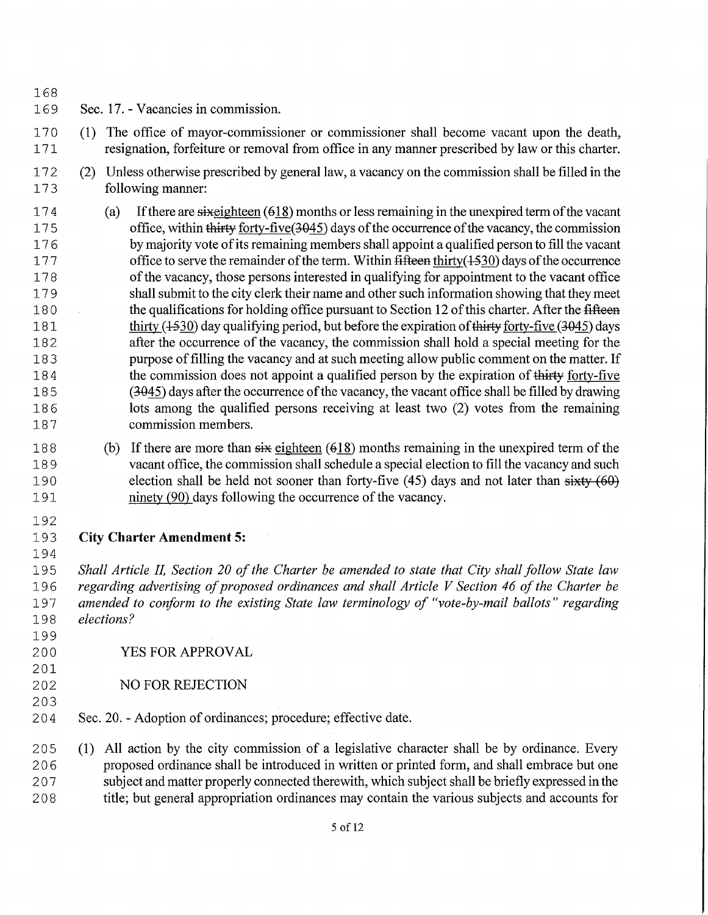Sec. 17. - Vacancies in commission.

(1) The office of mayor-commissioner or commissioner shall become vacant upon the death, resignation, forfeiture or removal from office in any manner prescribed by law or this charter.

(2) Unless otherwise prescribed by general law, a vacancy on the commission shall be filled in the following manner:

(a) If there are ~~six~~eighteen (~~6~~18) months or less remaining in the unexpired term of the vacant office, within ~~thirty~~ forty-five(~~30~~45) days of the occurrence of the vacancy, the commission by majority vote of its remaining members shall appoint a qualified person to fill the vacant office to serve the remainder of the term. Within ~~fifteen~~ thirty(~~15~~30) days of the occurrence of the vacancy, those persons interested in qualifying for appointment to the vacant office shall submit to the city clerk their name and other such information showing that they meet the qualifications for holding office pursuant to Section 12 of this charter. After the ~~fifteen~~ thirty (~~15~~30) day qualifying period, but before the expiration of ~~thirty~~ forty-five (~~30~~45) days after the occurrence of the vacancy, the commission shall hold a special meeting for the purpose of filling the vacancy and at such meeting allow public comment on the matter. If the commission does not appoint a qualified person by the expiration of ~~thirty~~ forty-five (~~30~~45) days after the occurrence of the vacancy, the vacant office shall be filled by drawing lots among the qualified persons receiving at least two (2) votes from the remaining commission members.

(b) If there are more than ~~six~~ eighteen (~~6~~18) months remaining in the unexpired term of the vacant office, the commission shall schedule a special election to fill the vacancy and such election shall be held not sooner than forty-five (45) days and not later than ~~sixty (60)~~ ninety (90) days following the occurrence of the vacancy.

**City Charter Amendment 5:**

*Shall Article II, Section 20 of the Charter be amended to state that City shall follow State law regarding advertising of proposed ordinances and shall Article V Section 46 of the Charter be amended to conform to the existing State law terminology of "vote-by-mail ballots" regarding elections?*

YES FOR APPROVAL

NO FOR REJECTION

Sec. 20. - Adoption of ordinances; procedure; effective date.

(1) All action by the city commission of a legislative character shall be by ordinance. Every proposed ordinance shall be introduced in written or printed form, and shall embrace but one subject and matter properly connected therewith, which subject shall be briefly expressed in the title; but general appropriation ordinances may contain the various subjects and accounts for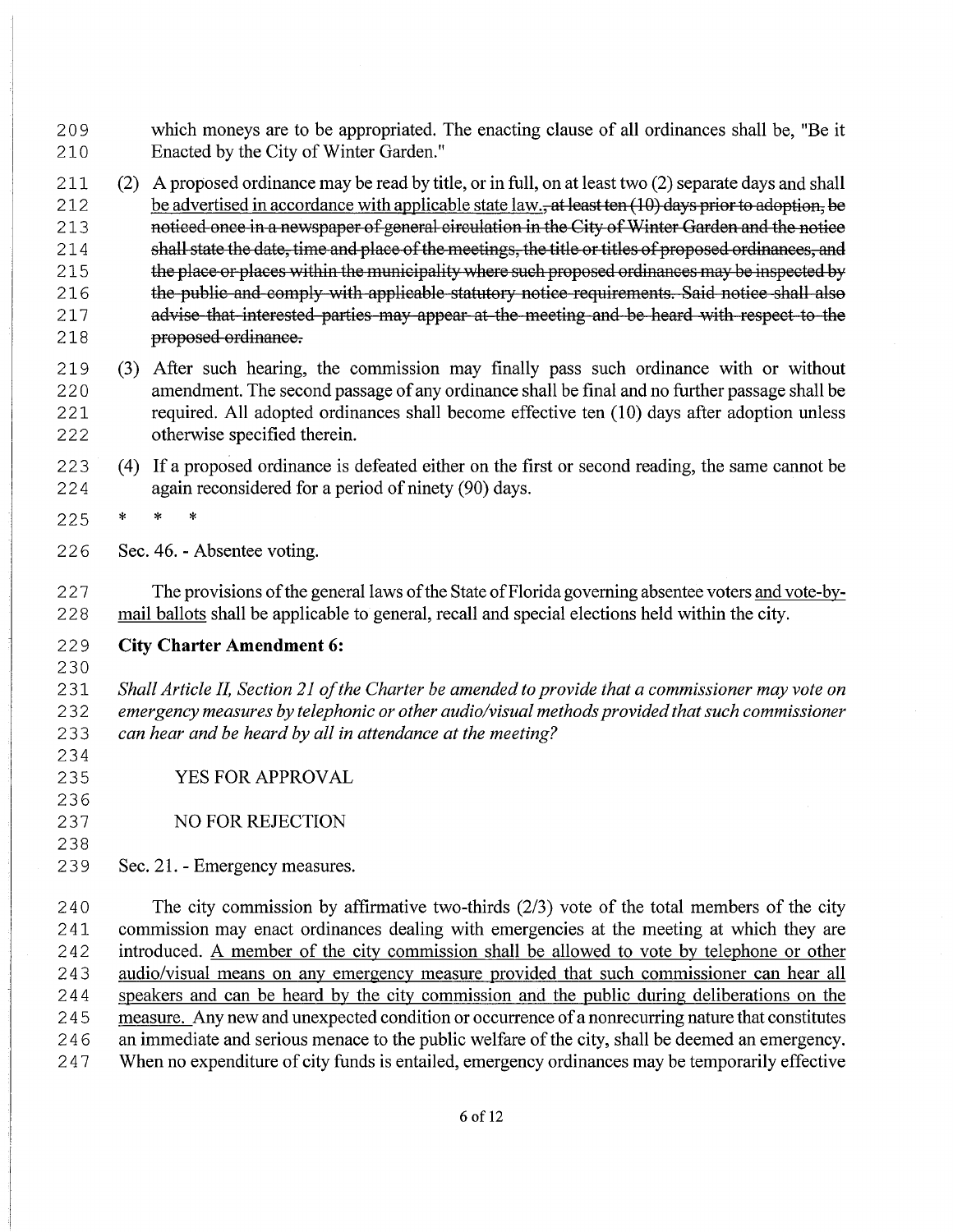which moneys are to be appropriated. The enacting clause of all ordinances shall be, "Be it Enacted by the City of Winter Garden."

(2) A proposed ordinance may be read by title, or in full, on at least two (2) separate days and shall be advertised in accordance with applicable state law., ~~at least ten (10) days prior to adoption, be noticed once in a newspaper of general circulation in the City of Winter Garden and the notice shall state the date, time and place of the meetings, the title or titles of proposed ordinances, and the place or places within the municipality where such proposed ordinances may be inspected by the public and comply with applicable statutory notice requirements. Said notice shall also advise that interested parties may appear at the meeting and be heard with respect to the proposed ordinance.~~

(3) After such hearing, the commission may finally pass such ordinance with or without amendment. The second passage of any ordinance shall be final and no further passage shall be required. All adopted ordinances shall become effective ten (10) days after adoption unless otherwise specified therein.

(4) If a proposed ordinance is defeated either on the first or second reading, the same cannot be again reconsidered for a period of ninety (90) days.

\* \* \*

Sec. 46. - Absentee voting.

The provisions of the general laws of the State of Florida governing absentee voters and vote-by-mail ballots shall be applicable to general, recall and special elections held within the city.

**City Charter Amendment 6:**

*Shall Article II, Section 21 of the Charter be amended to provide that a commissioner may vote on emergency measures by telephonic or other audio/visual methods provided that such commissioner can hear and be heard by all in attendance at the meeting?*

YES FOR APPROVAL

NO FOR REJECTION

Sec. 21. - Emergency measures.

The city commission by affirmative two-thirds (2/3) vote of the total members of the city commission may enact ordinances dealing with emergencies at the meeting at which they are introduced. A member of the city commission shall be allowed to vote by telephone or other audio/visual means on any emergency measure provided that such commissioner can hear all speakers and can be heard by the city commission and the public during deliberations on the measure. Any new and unexpected condition or occurrence of a nonrecurring nature that constitutes an immediate and serious menace to the public welfare of the city, shall be deemed an emergency. When no expenditure of city funds is entailed, emergency ordinances may be temporarily effective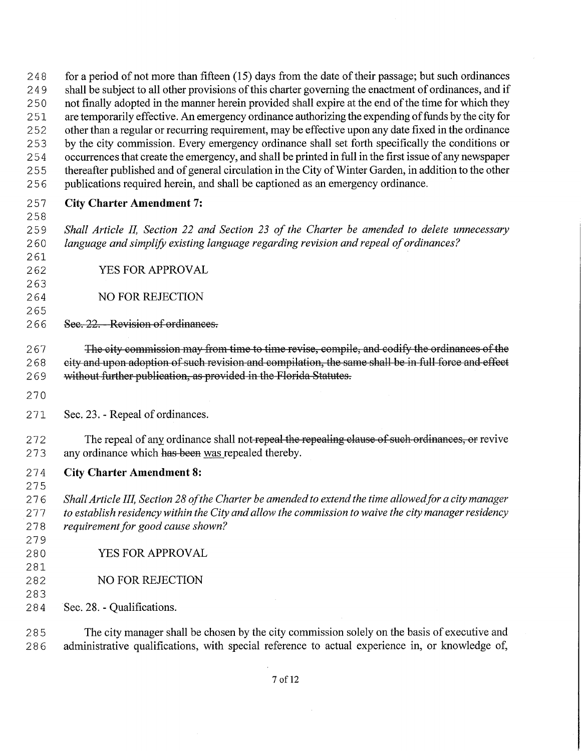for a period of not more than fifteen (15) days from the date of their passage; but such ordinances shall be subject to all other provisions of this charter governing the enactment of ordinances, and if not finally adopted in the manner herein provided shall expire at the end of the time for which they are temporarily effective. An emergency ordinance authorizing the expending of funds by the city for other than a regular or recurring requirement, may be effective upon any date fixed in the ordinance by the city commission. Every emergency ordinance shall set forth specifically the conditions or occurrences that create the emergency, and shall be printed in full in the first issue of any newspaper thereafter published and of general circulation in the City of Winter Garden, in addition to the other publications required herein, and shall be captioned as an emergency ordinance.

**City Charter Amendment 7:**

*Shall Article II, Section 22 and Section 23 of the Charter be amended to delete unnecessary language and simplify existing language regarding revision and repeal of ordinances?*

YES FOR APPROVAL

NO FOR REJECTION

~~Sec. 22. - Revision of ordinances.~~

~~The city commission may from time to time revise, compile, and codify the ordinances of the city and upon adoption of such revision and compilation, the same shall be in full force and effect without further publication, as provided in the Florida Statutes.~~

Sec. 23. - Repeal of ordinances.

The repeal of any ordinance shall not ~~repeal the repealing clause of such ordinances, or~~ revive any ordinance which ~~has been~~ was repealed thereby.

**City Charter Amendment 8:**

*Shall Article III, Section 28 of the Charter be amended to extend the time allowed for a city manager to establish residency within the City and allow the commission to waive the city manager residency requirement for good cause shown?*

YES FOR APPROVAL

NO FOR REJECTION

Sec. 28. - Qualifications.

The city manager shall be chosen by the city commission solely on the basis of executive and administrative qualifications, with special reference to actual experience in, or knowledge of,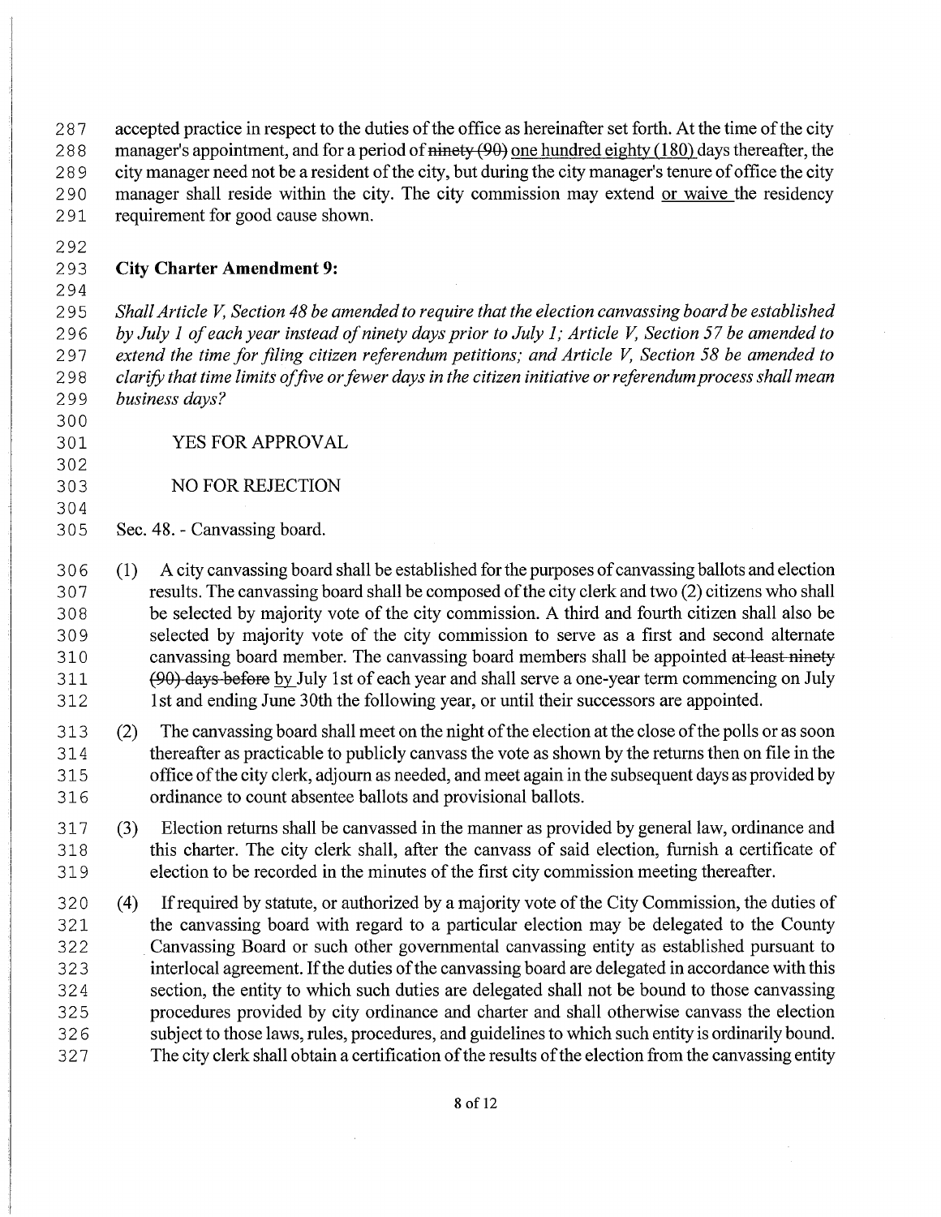accepted practice in respect to the duties of the office as hereinafter set forth. At the time of the city manager's appointment, and for a period of ~~ninety (90)~~ <u>one hundred eighty (180)</u> days thereafter, the city manager need not be a resident of the city, but during the city manager's tenure of office the city manager shall reside within the city. The city commission may extend <u>or waive</u> the residency requirement for good cause shown.

**City Charter Amendment 9:**

*Shall Article V, Section 48 be amended to require that the election canvassing board be established by July 1 of each year instead of ninety days prior to July 1; Article V, Section 57 be amended to extend the time for filing citizen referendum petitions; and Article V, Section 58 be amended to clarify that time limits of five or fewer days in the citizen initiative or referendum process shall mean business days?*

YES FOR APPROVAL

NO FOR REJECTION

Sec. 48. - Canvassing board.

(1) A city canvassing board shall be established for the purposes of canvassing ballots and election results. The canvassing board shall be composed of the city clerk and two (2) citizens who shall be selected by majority vote of the city commission. A third and fourth citizen shall also be selected by majority vote of the city commission to serve as a first and second alternate canvassing board member. The canvassing board members shall be appointed ~~at least ninety (90) days before~~ <u>by</u> July 1st of each year and shall serve a one-year term commencing on July 1st and ending June 30th the following year, or until their successors are appointed.

(2) The canvassing board shall meet on the night of the election at the close of the polls or as soon thereafter as practicable to publicly canvass the vote as shown by the returns then on file in the office of the city clerk, adjourn as needed, and meet again in the subsequent days as provided by ordinance to count absentee ballots and provisional ballots.

(3) Election returns shall be canvassed in the manner as provided by general law, ordinance and this charter. The city clerk shall, after the canvass of said election, furnish a certificate of election to be recorded in the minutes of the first city commission meeting thereafter.

(4) If required by statute, or authorized by a majority vote of the City Commission, the duties of the canvassing board with regard to a particular election may be delegated to the County Canvassing Board or such other governmental canvassing entity as established pursuant to interlocal agreement. If the duties of the canvassing board are delegated in accordance with this section, the entity to which such duties are delegated shall not be bound to those canvassing procedures provided by city ordinance and charter and shall otherwise canvass the election subject to those laws, rules, procedures, and guidelines to which such entity is ordinarily bound. The city clerk shall obtain a certification of the results of the election from the canvassing entity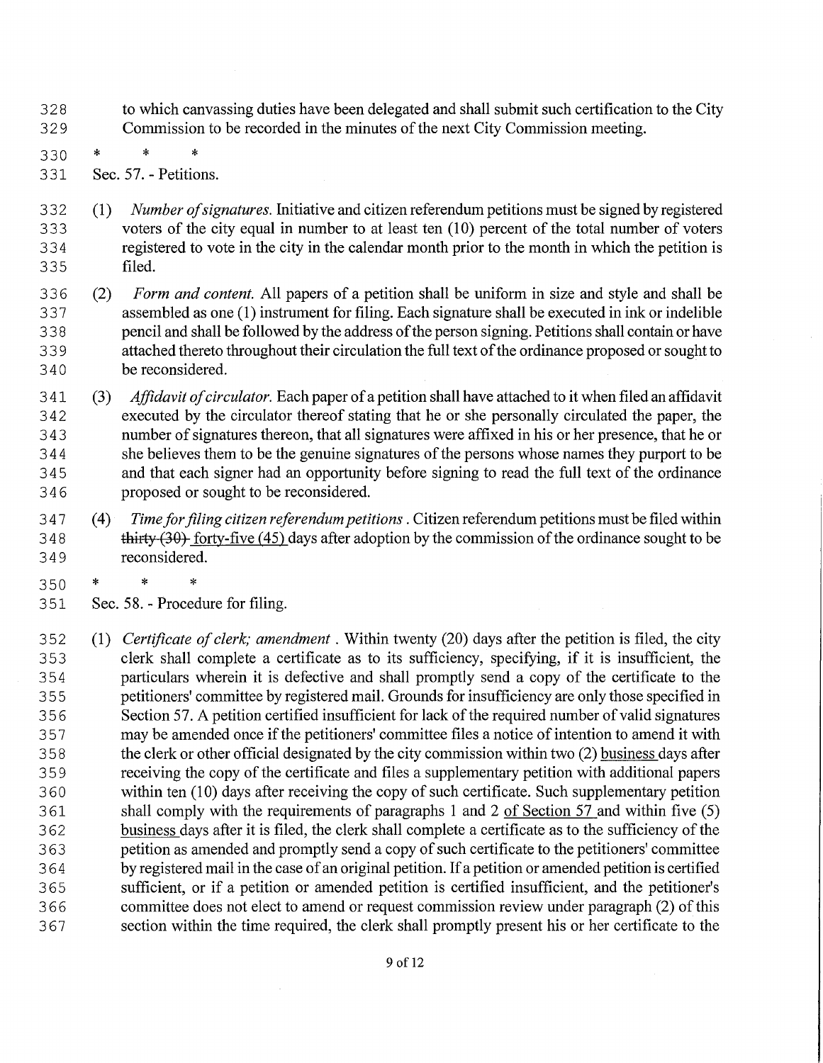to which canvassing duties have been delegated and shall submit such certification to the City Commission to be recorded in the minutes of the next City Commission meeting.

\* \* \*

Sec. 57. - Petitions.

(1) *Number of signatures.* Initiative and citizen referendum petitions must be signed by registered voters of the city equal in number to at least ten (10) percent of the total number of voters registered to vote in the city in the calendar month prior to the month in which the petition is filed.

(2) *Form and content.* All papers of a petition shall be uniform in size and style and shall be assembled as one (1) instrument for filing. Each signature shall be executed in ink or indelible pencil and shall be followed by the address of the person signing. Petitions shall contain or have attached thereto throughout their circulation the full text of the ordinance proposed or sought to be reconsidered.

(3) *Affidavit of circulator.* Each paper of a petition shall have attached to it when filed an affidavit executed by the circulator thereof stating that he or she personally circulated the paper, the number of signatures thereon, that all signatures were affixed in his or her presence, that he or she believes them to be the genuine signatures of the persons whose names they purport to be and that each signer had an opportunity before signing to read the full text of the ordinance proposed or sought to be reconsidered.

(4) *Time for filing citizen referendum petitions*. Citizen referendum petitions must be filed within ~~thirty (30)~~ <u>forty-five (45)</u> days after adoption by the commission of the ordinance sought to be reconsidered.

\* \* \*

Sec. 58. - Procedure for filing.

(1) *Certificate of clerk; amendment*. Within twenty (20) days after the petition is filed, the city clerk shall complete a certificate as to its sufficiency, specifying, if it is insufficient, the particulars wherein it is defective and shall promptly send a copy of the certificate to the petitioners' committee by registered mail. Grounds for insufficiency are only those specified in Section 57. A petition certified insufficient for lack of the required number of valid signatures may be amended once if the petitioners' committee files a notice of intention to amend it with the clerk or other official designated by the city commission within two (2) <u>business</u> days after receiving the copy of the certificate and files a supplementary petition with additional papers within ten (10) days after receiving the copy of such certificate. Such supplementary petition shall comply with the requirements of paragraphs 1 and 2 <u>of Section 57</u> and within five (5) <u>business</u> days after it is filed, the clerk shall complete a certificate as to the sufficiency of the petition as amended and promptly send a copy of such certificate to the petitioners' committee by registered mail in the case of an original petition. If a petition or amended petition is certified sufficient, or if a petition or amended petition is certified insufficient, and the petitioner's committee does not elect to amend or request commission review under paragraph (2) of this section within the time required, the clerk shall promptly present his or her certificate to the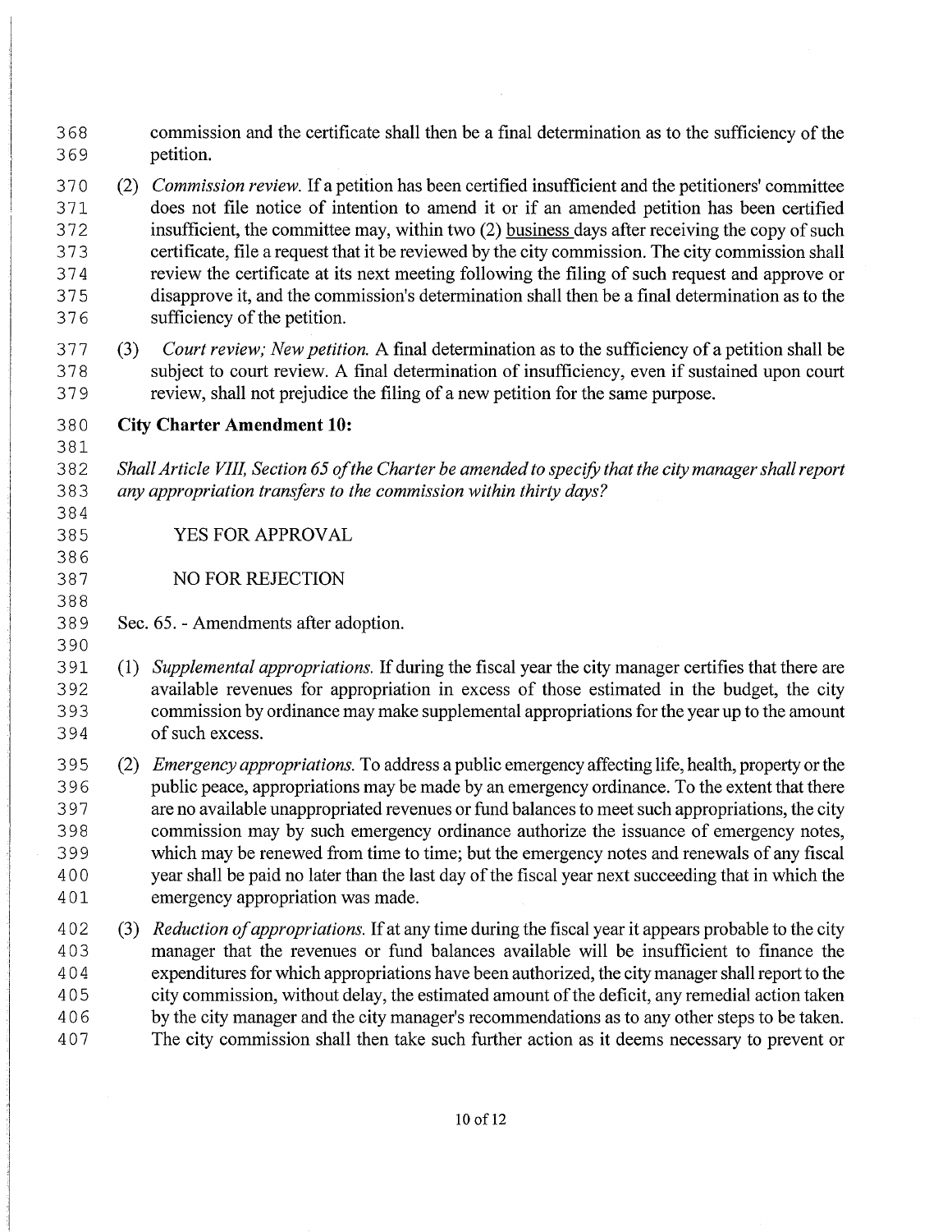commission and the certificate shall then be a final determination as to the sufficiency of the petition.

(2) *Commission review.* If a petition has been certified insufficient and the petitioners' committee does not file notice of intention to amend it or if an amended petition has been certified insufficient, the committee may, within two (2) business days after receiving the copy of such certificate, file a request that it be reviewed by the city commission. The city commission shall review the certificate at its next meeting following the filing of such request and approve or disapprove it, and the commission's determination shall then be a final determination as to the sufficiency of the petition.

(3) *Court review; New petition.* A final determination as to the sufficiency of a petition shall be subject to court review. A final determination of insufficiency, even if sustained upon court review, shall not prejudice the filing of a new petition for the same purpose.

**City Charter Amendment 10:**

*Shall Article VIII, Section 65 of the Charter be amended to specify that the city manager shall report any appropriation transfers to the commission within thirty days?*

YES FOR APPROVAL

NO FOR REJECTION

Sec. 65. - Amendments after adoption.

(1) *Supplemental appropriations.* If during the fiscal year the city manager certifies that there are available revenues for appropriation in excess of those estimated in the budget, the city commission by ordinance may make supplemental appropriations for the year up to the amount of such excess.

(2) *Emergency appropriations.* To address a public emergency affecting life, health, property or the public peace, appropriations may be made by an emergency ordinance. To the extent that there are no available unappropriated revenues or fund balances to meet such appropriations, the city commission may by such emergency ordinance authorize the issuance of emergency notes, which may be renewed from time to time; but the emergency notes and renewals of any fiscal year shall be paid no later than the last day of the fiscal year next succeeding that in which the emergency appropriation was made.

(3) *Reduction of appropriations.* If at any time during the fiscal year it appears probable to the city manager that the revenues or fund balances available will be insufficient to finance the expenditures for which appropriations have been authorized, the city manager shall report to the city commission, without delay, the estimated amount of the deficit, any remedial action taken by the city manager and the city manager's recommendations as to any other steps to be taken. The city commission shall then take such further action as it deems necessary to prevent or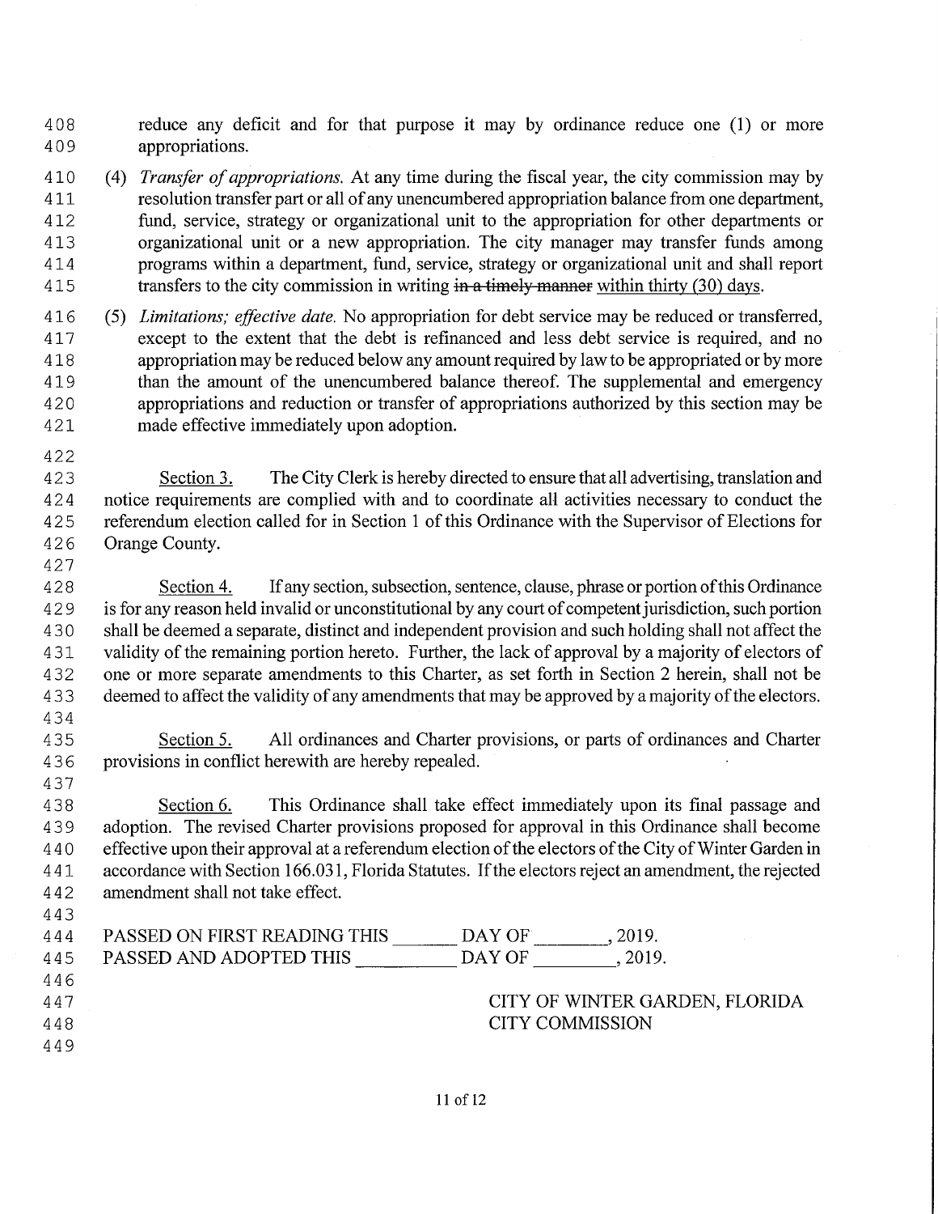reduce any deficit and for that purpose it may by ordinance reduce one (1) or more appropriations.

(4) *Transfer of appropriations.* At any time during the fiscal year, the city commission may by resolution transfer part or all of any unencumbered appropriation balance from one department, fund, service, strategy or organizational unit to the appropriation for other departments or organizational unit or a new appropriation. The city manager may transfer funds among programs within a department, fund, service, strategy or organizational unit and shall report transfers to the city commission in writing ~~in a timely manner~~ <u>within thirty (30) days</u>.

(5) *Limitations; effective date.* No appropriation for debt service may be reduced or transferred, except to the extent that the debt is refinanced and less debt service is required, and no appropriation may be reduced below any amount required by law to be appropriated or by more than the amount of the unencumbered balance thereof. The supplemental and emergency appropriations and reduction or transfer of appropriations authorized by this section may be made effective immediately upon adoption.

<u>Section 3.</u> The City Clerk is hereby directed to ensure that all advertising, translation and notice requirements are complied with and to coordinate all activities necessary to conduct the referendum election called for in Section 1 of this Ordinance with the Supervisor of Elections for Orange County.

<u>Section 4.</u> If any section, subsection, sentence, clause, phrase or portion of this Ordinance is for any reason held invalid or unconstitutional by any court of competent jurisdiction, such portion shall be deemed a separate, distinct and independent provision and such holding shall not affect the validity of the remaining portion hereto. Further, the lack of approval by a majority of electors of one or more separate amendments to this Charter, as set forth in Section 2 herein, shall not be deemed to affect the validity of any amendments that may be approved by a majority of the electors.

<u>Section 5.</u> All ordinances and Charter provisions, or parts of ordinances and Charter provisions in conflict herewith are hereby repealed.

<u>Section 6.</u> This Ordinance shall take effect immediately upon its final passage and adoption. The revised Charter provisions proposed for approval in this Ordinance shall become effective upon their approval at a referendum election of the electors of the City of Winter Garden in accordance with Section 166.031, Florida Statutes. If the electors reject an amendment, the rejected amendment shall not take effect.

PASSED ON FIRST READING THIS _______ DAY OF ________, 2019.

PASSED AND ADOPTED THIS __________ DAY OF _________, 2019.

CITY OF WINTER GARDEN, FLORIDA
CITY COMMISSION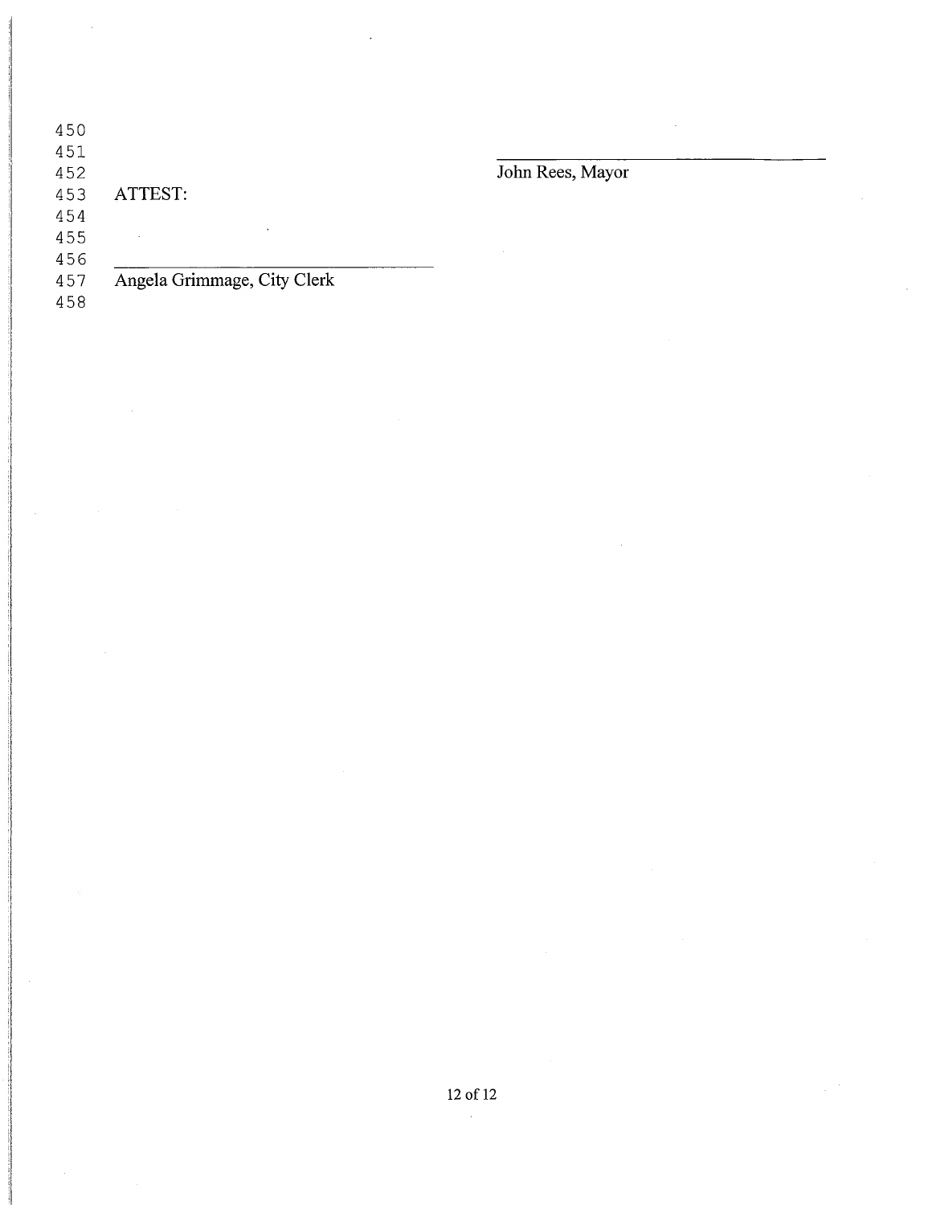\_\_\_\_\_\_\_\_\_\_\_\_\_\_\_\_\_\_\_\_\_\_\_\_\_\_\_\_\_\_\_\_\_\_

John Rees, Mayor

ATTEST:

\_\_\_\_\_\_\_\_\_\_\_\_\_\_\_\_\_\_\_\_\_\_\_\_\_\_\_\_\_\_\_\_\_\_

Angela Grimmage, City Clerk